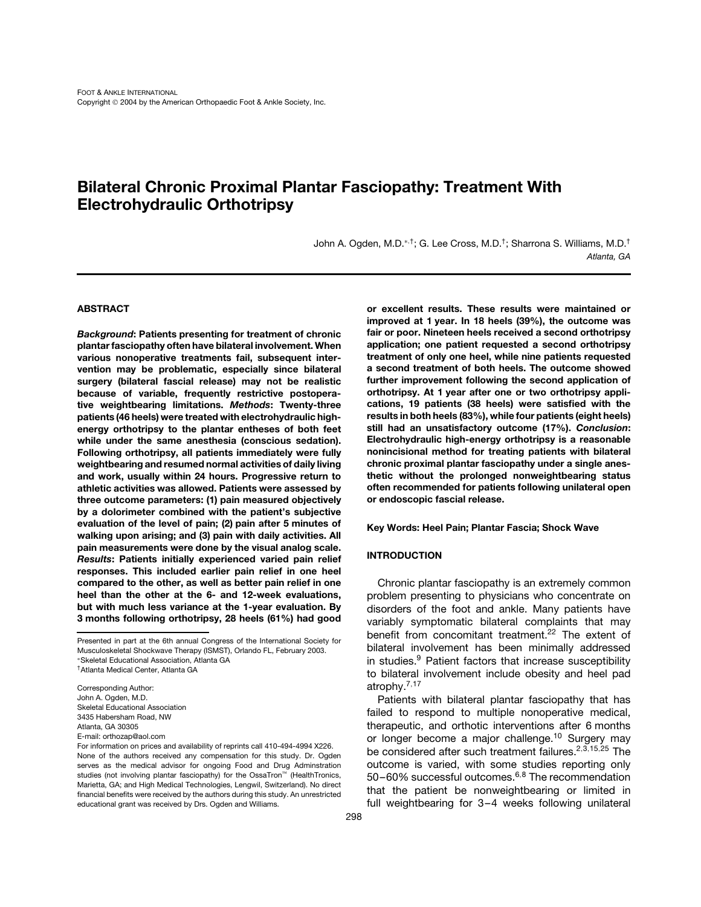# Bilateral Chronic Proximal Plantar Fasciopathy: Treatment With Electrohydraulic Orthotripsy

John A. Ogden, M.D.[*,†]; G. Lee Cross, M.D.[†]; Sharrona S. Williams, M.D.[†]
*Atlanta, GA*

## ABSTRACT

***Background*: Patients presenting for treatment of chronic plantar fasciopathy often have bilateral involvement. When various nonoperative treatments fail, subsequent intervention may be problematic, especially since bilateral surgery (bilateral fascial release) may not be realistic because of variable, frequently restrictive postoperative weightbearing limitations. *Methods*: Twenty-three patients (46 heels) were treated with electrohydraulic high-energy orthotripsy to the plantar entheses of both feet while under the same anesthesia (conscious sedation). Following orthotripsy, all patients immediately were fully weightbearing and resumed normal activities of daily living and work, usually within 24 hours. Progressive return to athletic activities was allowed. Patients were assessed by three outcome parameters: (1) pain measured objectively by a dolorimeter combined with the patient's subjective evaluation of the level of pain; (2) pain after 5 minutes of walking upon arising; and (3) pain with daily activities. All pain measurements were done by the visual analog scale. *Results*: Patients initially experienced varied pain relief responses. This included earlier pain relief in one heel compared to the other, as well as better pain relief in one heel than the other at the 6- and 12-week evaluations, but with much less variance at the 1-year evaluation. By 3 months following orthotripsy, 28 heels (61%) had good or excellent results. These results were maintained or improved at 1 year. In 18 heels (39%), the outcome was fair or poor. Nineteen heels received a second orthotripsy application; one patient requested a second orthotripsy treatment of only one heel, while nine patients requested a second treatment of both heels. The outcome showed further improvement following the second application of orthotripsy. At 1 year after one or two orthotripsy applications, 19 patients (38 heels) were satisfied with the results in both heels (83%), while four patients (eight heels) still had an unsatisfactory outcome (17%). *Conclusion*: Electrohydraulic high-energy orthotripsy is a reasonable nonincisional method for treating patients with bilateral chronic proximal plantar fasciopathy under a single anesthetic without the prolonged nonweightbearing status often recommended for patients following unilateral open or endoscopic fascial release.**

**Key Words: Heel Pain; Plantar Fascia; Shock Wave**

## INTRODUCTION

Chronic plantar fasciopathy is an extremely common problem presenting to physicians who concentrate on disorders of the foot and ankle. Many patients have variably symptomatic bilateral complaints that may benefit from concomitant treatment.[22] The extent of bilateral involvement has been minimally addressed in studies.[9] Patient factors that increase susceptibility to bilateral involvement include obesity and heel pad atrophy.[7,17]

Patients with bilateral plantar fasciopathy that has failed to respond to multiple nonoperative medical, therapeutic, and orthotic interventions after 6 months or longer become a major challenge.[10] Surgery may be considered after such treatment failures.[2,3,15,25] The outcome is varied, with some studies reporting only 50–60% successful outcomes.[6,8] The recommendation that the patient be nonweightbearing or limited in full weightbearing for 3–4 weeks following unilateral

---

Presented in part at the 6th annual Congress of the International Society for Musculoskeletal Shockwave Therapy (ISMST), Orlando FL, February 2003.
*Skeletal Educational Association, Atlanta GA
†Atlanta Medical Center, Atlanta GA

Corresponding Author:
John A. Ogden, M.D.
Skeletal Educational Association
3435 Habersham Road, NW
Atlanta, GA 30305
E-mail: orthozap@aol.com

For information on prices and availability of reprints call 410-494-4994 X226.
None of the authors received any compensation for this study. Dr. Ogden serves as the medical advisor for ongoing Food and Drug Adminstration studies (not involving plantar fasciopathy) for the OssaTron™ (HealthTronics, Marietta, GA; and High Medical Technologies, Lengwil, Switzerland). No direct financial benefits were received by the authors during this study. An unrestricted educational grant was received by Drs. Ogden and Williams.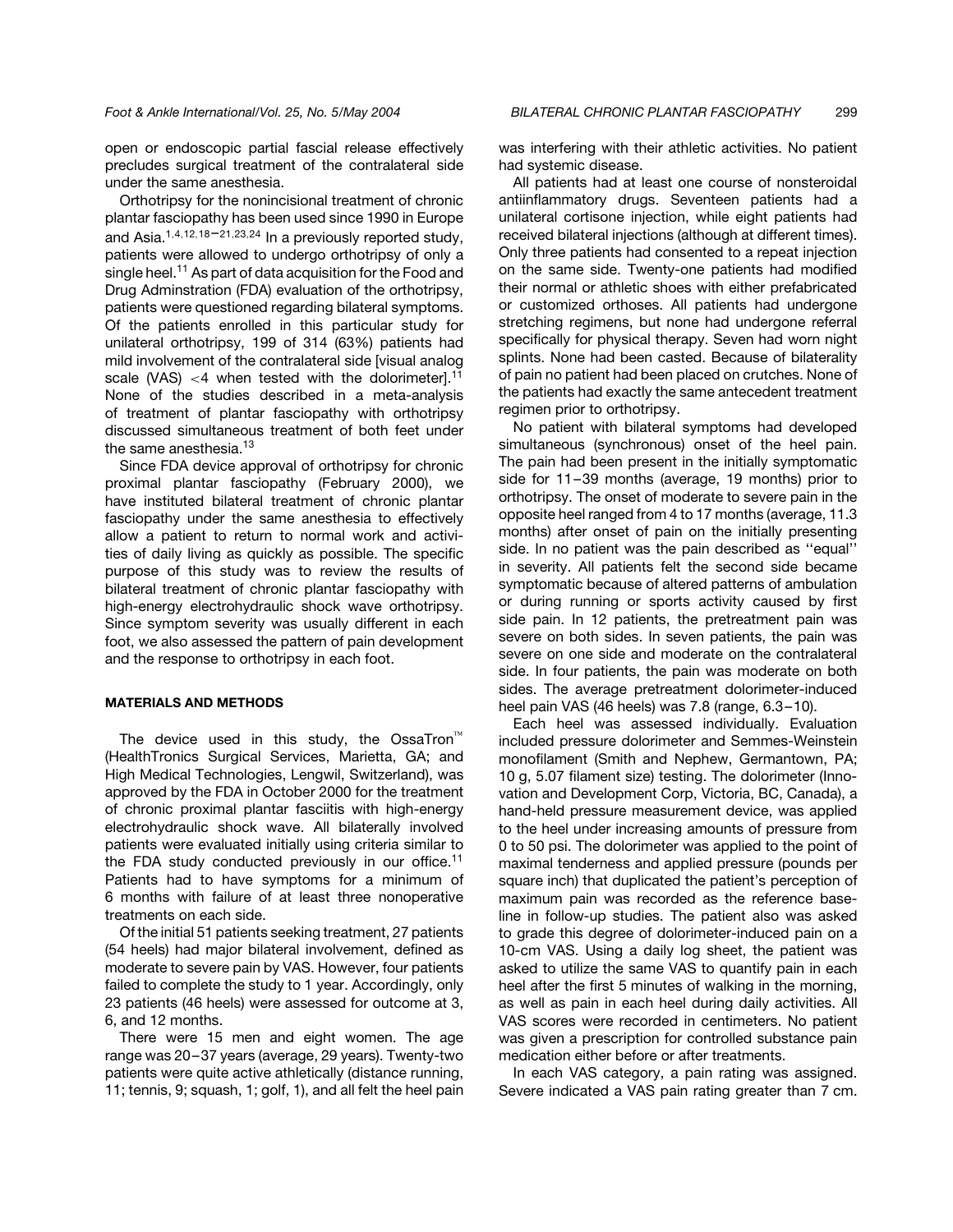open or endoscopic partial fascial release effectively precludes surgical treatment of the contralateral side under the same anesthesia.

Orthotripsy for the nonincisional treatment of chronic plantar fasciopathy has been used since 1990 in Europe and Asia.[1,4,12,18–21,23,24] In a previously reported study, patients were allowed to undergo orthotripsy of only a single heel.[11] As part of data acquisition for the Food and Drug Adminstration (FDA) evaluation of the orthotripsy, patients were questioned regarding bilateral symptoms. Of the patients enrolled in this particular study for unilateral orthotripsy, 199 of 314 (63%) patients had mild involvement of the contralateral side [visual analog scale (VAS) <4 when tested with the dolorimeter].[11] None of the studies described in a meta-analysis of treatment of plantar fasciopathy with orthotripsy discussed simultaneous treatment of both feet under the same anesthesia.[13]

Since FDA device approval of orthotripsy for chronic proximal plantar fasciopathy (February 2000), we have instituted bilateral treatment of chronic plantar fasciopathy under the same anesthesia to effectively allow a patient to return to normal work and activities of daily living as quickly as possible. The specific purpose of this study was to review the results of bilateral treatment of chronic plantar fasciopathy with high-energy electrohydraulic shock wave orthotripsy. Since symptom severity was usually different in each foot, we also assessed the pattern of pain development and the response to orthotripsy in each foot.

## MATERIALS AND METHODS

The device used in this study, the OssaTron™ (HealthTronics Surgical Services, Marietta, GA; and High Medical Technologies, Lengwil, Switzerland), was approved by the FDA in October 2000 for the treatment of chronic proximal plantar fasciitis with high-energy electrohydraulic shock wave. All bilaterally involved patients were evaluated initially using criteria similar to the FDA study conducted previously in our office.[11] Patients had to have symptoms for a minimum of 6 months with failure of at least three nonoperative treatments on each side.

Of the initial 51 patients seeking treatment, 27 patients (54 heels) had major bilateral involvement, defined as moderate to severe pain by VAS. However, four patients failed to complete the study to 1 year. Accordingly, only 23 patients (46 heels) were assessed for outcome at 3, 6, and 12 months.

There were 15 men and eight women. The age range was 20–37 years (average, 29 years). Twenty-two patients were quite active athletically (distance running, 11; tennis, 9; squash, 1; golf, 1), and all felt the heel pain was interfering with their athletic activities. No patient had systemic disease.

All patients had at least one course of nonsteroidal antiinflammatory drugs. Seventeen patients had a unilateral cortisone injection, while eight patients had received bilateral injections (although at different times). Only three patients had consented to a repeat injection on the same side. Twenty-one patients had modified their normal or athletic shoes with either prefabricated or customized orthoses. All patients had undergone stretching regimens, but none had undergone referral specifically for physical therapy. Seven had worn night splints. None had been casted. Because of bilaterality of pain no patient had been placed on crutches. None of the patients had exactly the same antecedent treatment regimen prior to orthotripsy.

No patient with bilateral symptoms had developed simultaneous (synchronous) onset of the heel pain. The pain had been present in the initially symptomatic side for 11–39 months (average, 19 months) prior to orthotripsy. The onset of moderate to severe pain in the opposite heel ranged from 4 to 17 months (average, 11.3 months) after onset of pain on the initially presenting side. In no patient was the pain described as ''equal'' in severity. All patients felt the second side became symptomatic because of altered patterns of ambulation or during running or sports activity caused by first side pain. In 12 patients, the pretreatment pain was severe on both sides. In seven patients, the pain was severe on one side and moderate on the contralateral side. In four patients, the pain was moderate on both sides. The average pretreatment dolorimeter-induced heel pain VAS (46 heels) was 7.8 (range, 6.3–10).

Each heel was assessed individually. Evaluation included pressure dolorimeter and Semmes-Weinstein monofilament (Smith and Nephew, Germantown, PA; 10 g, 5.07 filament size) testing. The dolorimeter (Innovation and Development Corp, Victoria, BC, Canada), a hand-held pressure measurement device, was applied to the heel under increasing amounts of pressure from 0 to 50 psi. The dolorimeter was applied to the point of maximal tenderness and applied pressure (pounds per square inch) that duplicated the patient's perception of maximum pain was recorded as the reference baseline in follow-up studies. The patient also was asked to grade this degree of dolorimeter-induced pain on a 10-cm VAS. Using a daily log sheet, the patient was asked to utilize the same VAS to quantify pain in each heel after the first 5 minutes of walking in the morning, as well as pain in each heel during daily activities. All VAS scores were recorded in centimeters. No patient was given a prescription for controlled substance pain medication either before or after treatments.

In each VAS category, a pain rating was assigned. Severe indicated a VAS pain rating greater than 7 cm.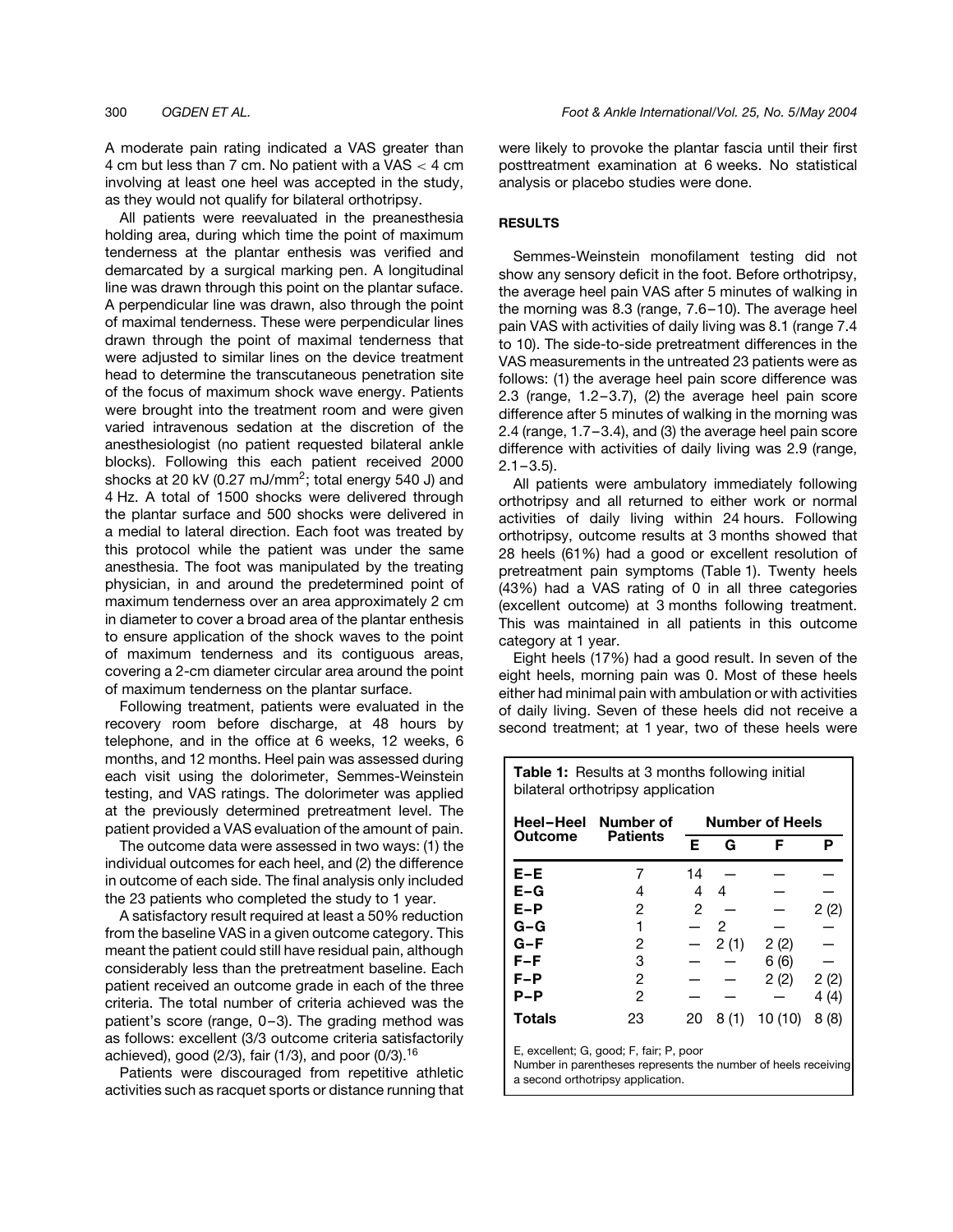A moderate pain rating indicated a VAS greater than 4 cm but less than 7 cm. No patient with a VAS < 4 cm involving at least one heel was accepted in the study, as they would not qualify for bilateral orthotripsy.

All patients were reevaluated in the preanesthesia holding area, during which time the point of maximum tenderness at the plantar enthesis was verified and demarcated by a surgical marking pen. A longitudinal line was drawn through this point on the plantar suface. A perpendicular line was drawn, also through the point of maximal tenderness. These were perpendicular lines drawn through the point of maximal tenderness that were adjusted to similar lines on the device treatment head to determine the transcutaneous penetration site of the focus of maximum shock wave energy. Patients were brought into the treatment room and were given varied intravenous sedation at the discretion of the anesthesiologist (no patient requested bilateral ankle blocks). Following this each patient received 2000 shocks at 20 kV (0.27 mJ/mm$^2$; total energy 540 J) and 4 Hz. A total of 1500 shocks were delivered through the plantar surface and 500 shocks were delivered in a medial to lateral direction. Each foot was treated by this protocol while the patient was under the same anesthesia. The foot was manipulated by the treating physician, in and around the predetermined point of maximum tenderness over an area approximately 2 cm in diameter to cover a broad area of the plantar enthesis to ensure application of the shock waves to the point of maximum tenderness and its contiguous areas, covering a 2-cm diameter circular area around the point of maximum tenderness on the plantar surface.

Following treatment, patients were evaluated in the recovery room before discharge, at 48 hours by telephone, and in the office at 6 weeks, 12 weeks, 6 months, and 12 months. Heel pain was assessed during each visit using the dolorimeter, Semmes-Weinstein testing, and VAS ratings. The dolorimeter was applied at the previously determined pretreatment level. The patient provided a VAS evaluation of the amount of pain.

The outcome data were assessed in two ways: (1) the individual outcomes for each heel, and (2) the difference in outcome of each side. The final analysis only included the 23 patients who completed the study to 1 year.

A satisfactory result required at least a 50% reduction from the baseline VAS in a given outcome category. This meant the patient could still have residual pain, although considerably less than the pretreatment baseline. Each patient received an outcome grade in each of the three criteria. The total number of criteria achieved was the patient's score (range, 0–3). The grading method was as follows: excellent (3/3 outcome criteria satisfactorily achieved), good (2/3), fair (1/3), and poor (0/3).[16]

Patients were discouraged from repetitive athletic activities such as racquet sports or distance running that were likely to provoke the plantar fascia until their first posttreatment examination at 6 weeks. No statistical analysis or placebo studies were done.

## RESULTS

Semmes-Weinstein monofilament testing did not show any sensory deficit in the foot. Before orthotripsy, the average heel pain VAS after 5 minutes of walking in the morning was 8.3 (range, 7.6–10). The average heel pain VAS with activities of daily living was 8.1 (range 7.4 to 10). The side-to-side pretreatment differences in the VAS measurements in the untreated 23 patients were as follows: (1) the average heel pain score difference was 2.3 (range, 1.2–3.7), (2) the average heel pain score difference after 5 minutes of walking in the morning was 2.4 (range, 1.7–3.4), and (3) the average heel pain score difference with activities of daily living was 2.9 (range, 2.1–3.5).

All patients were ambulatory immediately following orthotripsy and all returned to either work or normal activities of daily living within 24 hours. Following orthotripsy, outcome results at 3 months showed that 28 heels (61%) had a good or excellent resolution of pretreatment pain symptoms (Table 1). Twenty heels (43%) had a VAS rating of 0 in all three categories (excellent outcome) at 3 months following treatment. This was maintained in all patients in this outcome category at 1 year.

Eight heels (17%) had a good result. In seven of the eight heels, morning pain was 0. Most of these heels either had minimal pain with ambulation or with activities of daily living. Seven of these heels did not receive a second treatment; at 1 year, two of these heels were

**Table 1:** Results at 3 months following initial bilateral orthotripsy application

| Heel–Heel Outcome | Number of Patients | Number of Heels | | | |
|---|---|---|---|---|---|
| | | E | G | F | P |
| **E–E** | 7 | 14 | — | — | — |
| **E–G** | 4 | 4 | 4 | — | — |
| **E–P** | 2 | 2 | — | — | 2 (2) |
| **G–G** | 1 | — | 2 | — | — |
| **G–F** | 2 | — | 2 (1) | 2 (2) | — |
| **F–F** | 3 | — | — | 6 (6) | — |
| **F–P** | 2 | — | — | 2 (2) | 2 (2) |
| **P–P** | 2 | — | — | — | 4 (4) |
| **Totals** | 23 | 20 | 8 (1) | 10 (10) | 8 (8) |

E, excellent; G, good; F, fair; P, poor
Number in parentheses represents the number of heels receiving a second orthotripsy application.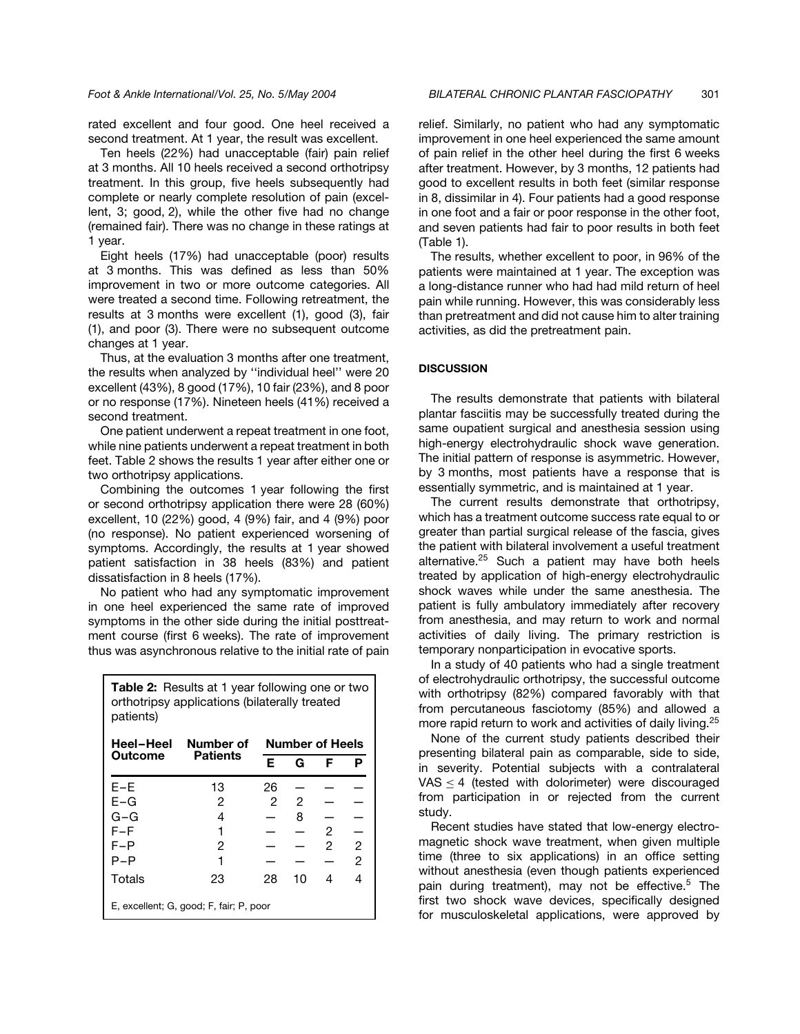rated excellent and four good. One heel received a second treatment. At 1 year, the result was excellent.

Ten heels (22%) had unacceptable (fair) pain relief at 3 months. All 10 heels received a second orthotripsy treatment. In this group, five heels subsequently had complete or nearly complete resolution of pain (excellent, 3; good, 2), while the other five had no change (remained fair). There was no change in these ratings at 1 year.

Eight heels (17%) had unacceptable (poor) results at 3 months. This was defined as less than 50% improvement in two or more outcome categories. All were treated a second time. Following retreatment, the results at 3 months were excellent (1), good (3), fair (1), and poor (3). There were no subsequent outcome changes at 1 year.

Thus, at the evaluation 3 months after one treatment, the results when analyzed by ''individual heel'' were 20 excellent (43%), 8 good (17%), 10 fair (23%), and 8 poor or no response (17%). Nineteen heels (41%) received a second treatment.

One patient underwent a repeat treatment in one foot, while nine patients underwent a repeat treatment in both feet. Table 2 shows the results 1 year after either one or two orthotripsy applications.

Combining the outcomes 1 year following the first or second orthotripsy application there were 28 (60%) excellent, 10 (22%) good, 4 (9%) fair, and 4 (9%) poor (no response). No patient experienced worsening of symptoms. Accordingly, the results at 1 year showed patient satisfaction in 38 heels (83%) and patient dissatisfaction in 8 heels (17%).

No patient who had any symptomatic improvement in one heel experienced the same rate of improved symptoms in the other side during the initial posttreatment course (first 6 weeks). The rate of improvement thus was asynchronous relative to the initial rate of pain relief. Similarly, no patient who had any symptomatic improvement in one heel experienced the same amount of pain relief in the other heel during the first 6 weeks after treatment. However, by 3 months, 12 patients had good to excellent results in both feet (similar response in 8, dissimilar in 4). Four patients had a good response in one foot and a fair or poor response in the other foot, and seven patients had fair to poor results in both feet (Table 1).

The results, whether excellent to poor, in 96% of the patients were maintained at 1 year. The exception was a long-distance runner who had had mild return of heel pain while running. However, this was considerably less than pretreatment and did not cause him to alter training activities, as did the pretreatment pain.

**Table 2:** Results at 1 year following one or two orthotripsy applications (bilaterally treated patients)

| Heel–Heel Outcome | Number of Patients | Number of Heels | | | |
|---|---|---|---|---|---|
| | | E | G | F | P |
| E–E | 13 | 26 | — | — | — |
| E–G | 2 | 2 | 2 | — | — |
| G–G | 4 | — | 8 | — | — |
| F–F | 1 | — | — | 2 | — |
| F–P | 2 | — | — | 2 | 2 |
| P–P | 1 | — | — | — | 2 |
| Totals | 23 | 28 | 10 | 4 | 4 |

E, excellent; G, good; F, fair; P, poor

## DISCUSSION

The results demonstrate that patients with bilateral plantar fasciitis may be successfully treated during the same oupatient surgical and anesthesia session using high-energy electrohydraulic shock wave generation. The initial pattern of response is asymmetric. However, by 3 months, most patients have a response that is essentially symmetric, and is maintained at 1 year.

The current results demonstrate that orthotripsy, which has a treatment outcome success rate equal to or greater than partial surgical release of the fascia, gives the patient with bilateral involvement a useful treatment alternative.[25] Such a patient may have both heels treated by application of high-energy electrohydraulic shock waves while under the same anesthesia. The patient is fully ambulatory immediately after recovery from anesthesia, and may return to work and normal activities of daily living. The primary restriction is temporary nonparticipation in evocative sports.

In a study of 40 patients who had a single treatment of electrohydraulic orthotripsy, the successful outcome with orthotripsy (82%) compared favorably with that from percutaneous fasciotomy (85%) and allowed a more rapid return to work and activities of daily living.[25]

None of the current study patients described their presenting bilateral pain as comparable, side to side, in severity. Potential subjects with a contralateral VAS $\leq 4$ (tested with dolorimeter) were discouraged from participation in or rejected from the current study.

Recent studies have stated that low-energy electromagnetic shock wave treatment, when given multiple time (three to six applications) in an office setting without anesthesia (even though patients experienced pain during treatment), may not be effective.[5] The first two shock wave devices, specifically designed for musculoskeletal applications, were approved by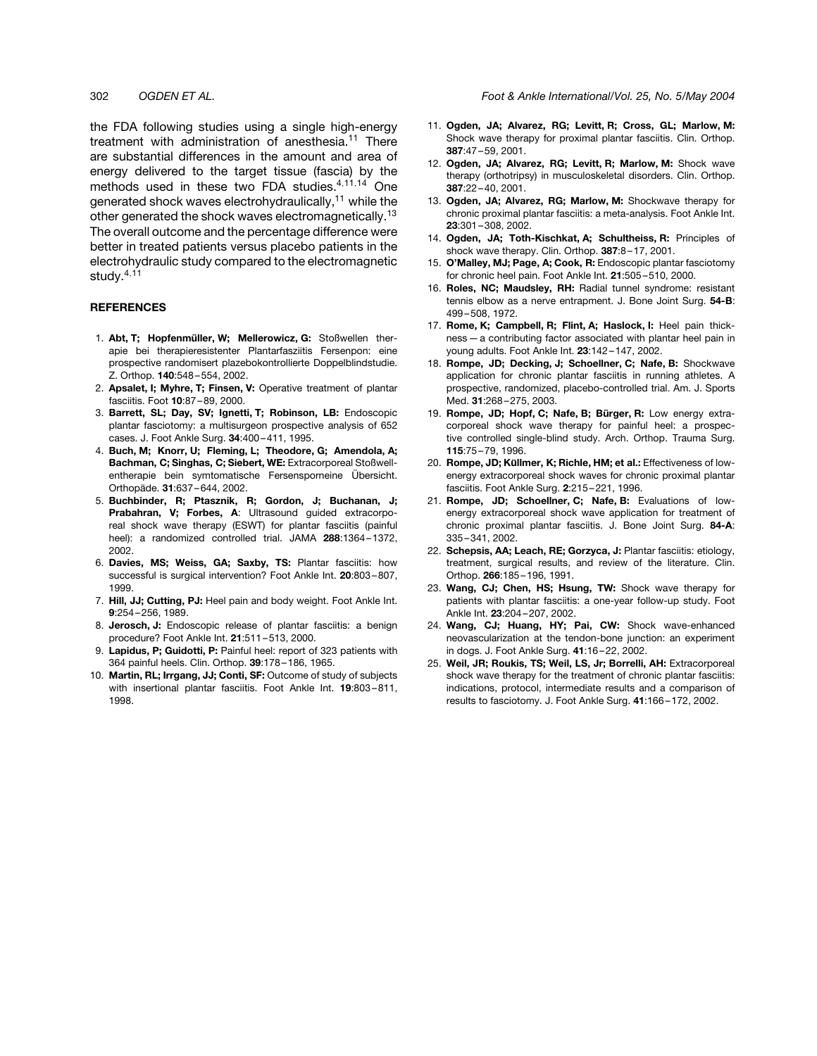the FDA following studies using a single high-energy treatment with administration of anesthesia.[11] There are substantial differences in the amount and area of energy delivered to the target tissue (fascia) by the methods used in these two FDA studies.[4,11,14] One generated shock waves electrohydraulically,[11] while the other generated the shock waves electromagnetically.[13] The overall outcome and the percentage difference were better in treated patients versus placebo patients in the electrohydraulic study compared to the electromagnetic study.[4,11]

## REFERENCES

1. **Abt, T; Hopfenmüller, W; Mellerowicz, G:** Stoßwellen therapie bei therapieresistenter Plantarfasziitis Fersenpon: eine prospective randomisert plazebokontrollierte Doppelblindstudie. Z. Orthop. **140**:548–554, 2002.
2. **Apsalet, I; Myhre, T; Finsen, V:** Operative treatment of plantar fasciitis. Foot **10**:87–89, 2000.
3. **Barrett, SL; Day, SV; Ignetti, T; Robinson, LB:** Endoscopic plantar fasciotomy: a multisurgeon prospective analysis of 652 cases. J. Foot Ankle Surg. **34**:400–411, 1995.
4. **Buch, M; Knorr, U; Fleming, L; Theodore, G; Amendola, A; Bachman, C; Singhas, C; Siebert, WE:** Extracorporeal Stoßwellentherapie bein symtomatische Fersensporneine Übersicht. Orthopäde. **31**:637–644, 2002.
5. **Buchbinder, R; Ptasznik, R; Gordon, J; Buchanan, J; Prabahran, V; Forbes, A**: Ultrasound guided extracorporeal shock wave therapy (ESWT) for plantar fasciitis (painful heel): a randomized controlled trial. JAMA **288**:1364–1372, 2002.
6. **Davies, MS; Weiss, GA; Saxby, TS:** Plantar fasciitis: how successful is surgical intervention? Foot Ankle Int. **20**:803–807, 1999.
7. **Hill, JJ; Cutting, PJ:** Heel pain and body weight. Foot Ankle Int. **9**:254–256, 1989.
8. **Jerosch, J:** Endoscopic release of plantar fasciitis: a benign procedure? Foot Ankle Int. **21**:511–513, 2000.
9. **Lapidus, P; Guidotti, P:** Painful heel: report of 323 patients with 364 painful heels. Clin. Orthop. **39**:178–186, 1965.
10. **Martin, RL; Irrgang, JJ; Conti, SF:** Outcome of study of subjects with insertional plantar fasciitis. Foot Ankle Int. **19**:803–811, 1998.
11. **Ogden, JA; Alvarez, RG; Levitt, R; Cross, GL; Marlow, M:** Shock wave therapy for proximal plantar fasciitis. Clin. Orthop. **387**:47–59, 2001.
12. **Ogden, JA; Alvarez, RG; Levitt, R; Marlow, M:** Shock wave therapy (orthotripsy) in musculoskeletal disorders. Clin. Orthop. **387**:22–40, 2001.
13. **Ogden, JA; Alvarez, RG; Marlow, M:** Shockwave therapy for chronic proximal plantar fasciitis: a meta-analysis. Foot Ankle Int. **23**:301–308, 2002.
14. **Ogden, JA; Toth-Kischkat, A; Schultheiss, R:** Principles of shock wave therapy. Clin. Orthop. **387**:8–17, 2001.
15. **O'Malley, MJ; Page, A; Cook, R:** Endoscopic plantar fasciotomy for chronic heel pain. Foot Ankle Int. **21**:505–510, 2000.
16. **Roles, NC; Maudsley, RH:** Radial tunnel syndrome: resistant tennis elbow as a nerve entrapment. J. Bone Joint Surg. **54-B**: 499–508, 1972.
17. **Rome, K; Campbell, R; Flint, A; Haslock, I:** Heel pain thickness — a contributing factor associated with plantar heel pain in young adults. Foot Ankle Int. **23**:142–147, 2002.
18. **Rompe, JD; Decking, J; Schoellner, C; Nafe, B:** Shockwave application for chronic plantar fasciitis in running athletes. A prospective, randomized, placebo-controlled trial. Am. J. Sports Med. **31**:268–275, 2003.
19. **Rompe, JD; Hopf, C; Nafe, B; Bürger, R:** Low energy extracorporeal shock wave therapy for painful heel: a prospective controlled single-blind study. Arch. Orthop. Trauma Surg. **115**:75–79, 1996.
20. **Rompe, JD; Küllmer, K; Richle, HM; et al.:** Effectiveness of low-energy extracorporeal shock waves for chronic proximal plantar fasciitis. Foot Ankle Surg. **2**:215–221, 1996.
21. **Rompe, JD; Schoellner, C; Nafe, B:** Evaluations of low-energy extracorporeal shock wave application for treatment of chronic proximal plantar fasciitis. J. Bone Joint Surg. **84-A**: 335–341, 2002.
22. **Schepsis, AA; Leach, RE; Gorzyca, J:** Plantar fasciitis: etiology, treatment, surgical results, and review of the literature. Clin. Orthop. **266**:185–196, 1991.
23. **Wang, CJ; Chen, HS; Hsung, TW:** Shock wave therapy for patients with plantar fasciitis: a one-year follow-up study. Foot Ankle Int. **23**:204–207, 2002.
24. **Wang, CJ; Huang, HY; Pai, CW:** Shock wave-enhanced neovascularization at the tendon-bone junction: an experiment in dogs. J. Foot Ankle Surg. **41**:16–22, 2002.
25. **Weil, JR; Roukis, TS; Weil, LS, Jr; Borrelli, AH:** Extracorporeal shock wave therapy for the treatment of chronic plantar fasciitis: indications, protocol, intermediate results and a comparison of results to fasciotomy. J. Foot Ankle Surg. **41**:166–172, 2002.